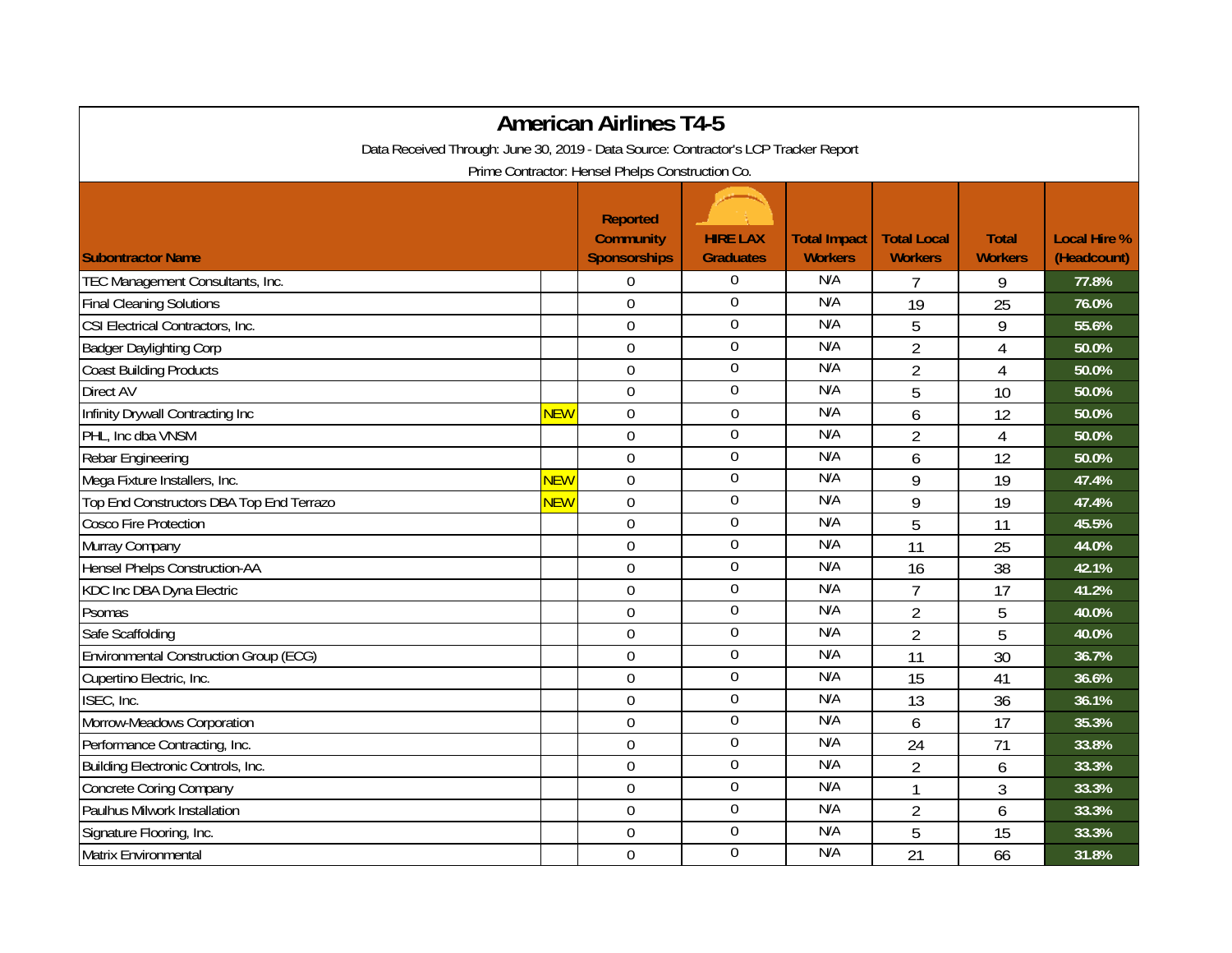# American Airlines T4-5

Data Received Through: June 30, 2019 - Data Source: Contractor's LCP Tracker Report

Prime Contractor: Hensel Phelps Construction Co.

| Subontractor Name | | Reported Community Sponsorships | HIRE LAX Graduates | Total Impact Workers | Total Local Workers | Total Workers | Local Hire % (Headcount) |
|---|---|---|---|---|---|---|---|
| TEC Management Consultants, Inc. | | 0 | 0 | N/A | 7 | 9 | 77.8% |
| Final Cleaning Solutions | | 0 | 0 | N/A | 19 | 25 | 76.0% |
| CSI Electrical Contractors, Inc. | | 0 | 0 | N/A | 5 | 9 | 55.6% |
| Badger Daylighting Corp | | 0 | 0 | N/A | 2 | 4 | 50.0% |
| Coast Building Products | | 0 | 0 | N/A | 2 | 4 | 50.0% |
| Direct AV | | 0 | 0 | N/A | 5 | 10 | 50.0% |
| Infinity Drywall Contracting Inc | NEW | 0 | 0 | N/A | 6 | 12 | 50.0% |
| PHL, Inc dba VNSM | | 0 | 0 | N/A | 2 | 4 | 50.0% |
| Rebar Engineering | | 0 | 0 | N/A | 6 | 12 | 50.0% |
| Mega Fixture Installers, Inc. | NEW | 0 | 0 | N/A | 9 | 19 | 47.4% |
| Top End Constructors DBA Top End Terrazo | NEW | 0 | 0 | N/A | 9 | 19 | 47.4% |
| Cosco Fire Protection | | 0 | 0 | N/A | 5 | 11 | 45.5% |
| Murray Company | | 0 | 0 | N/A | 11 | 25 | 44.0% |
| Hensel Phelps Construction-AA | | 0 | 0 | N/A | 16 | 38 | 42.1% |
| KDC Inc DBA Dyna Electric | | 0 | 0 | N/A | 7 | 17 | 41.2% |
| Psomas | | 0 | 0 | N/A | 2 | 5 | 40.0% |
| Safe Scaffolding | | 0 | 0 | N/A | 2 | 5 | 40.0% |
| Environmental Construction Group (ECG) | | 0 | 0 | N/A | 11 | 30 | 36.7% |
| Cupertino Electric, Inc. | | 0 | 0 | N/A | 15 | 41 | 36.6% |
| ISEC, Inc. | | 0 | 0 | N/A | 13 | 36 | 36.1% |
| Morrow-Meadows Corporation | | 0 | 0 | N/A | 6 | 17 | 35.3% |
| Performance Contracting, Inc. | | 0 | 0 | N/A | 24 | 71 | 33.8% |
| Building Electronic Controls, Inc. | | 0 | 0 | N/A | 2 | 6 | 33.3% |
| Concrete Coring Company | | 0 | 0 | N/A | 1 | 3 | 33.3% |
| Paulhus Milwork Installation | | 0 | 0 | N/A | 2 | 6 | 33.3% |
| Signature Flooring, Inc. | | 0 | 0 | N/A | 5 | 15 | 33.3% |
| Matrix Environmental | | 0 | 0 | N/A | 21 | 66 | 31.8% |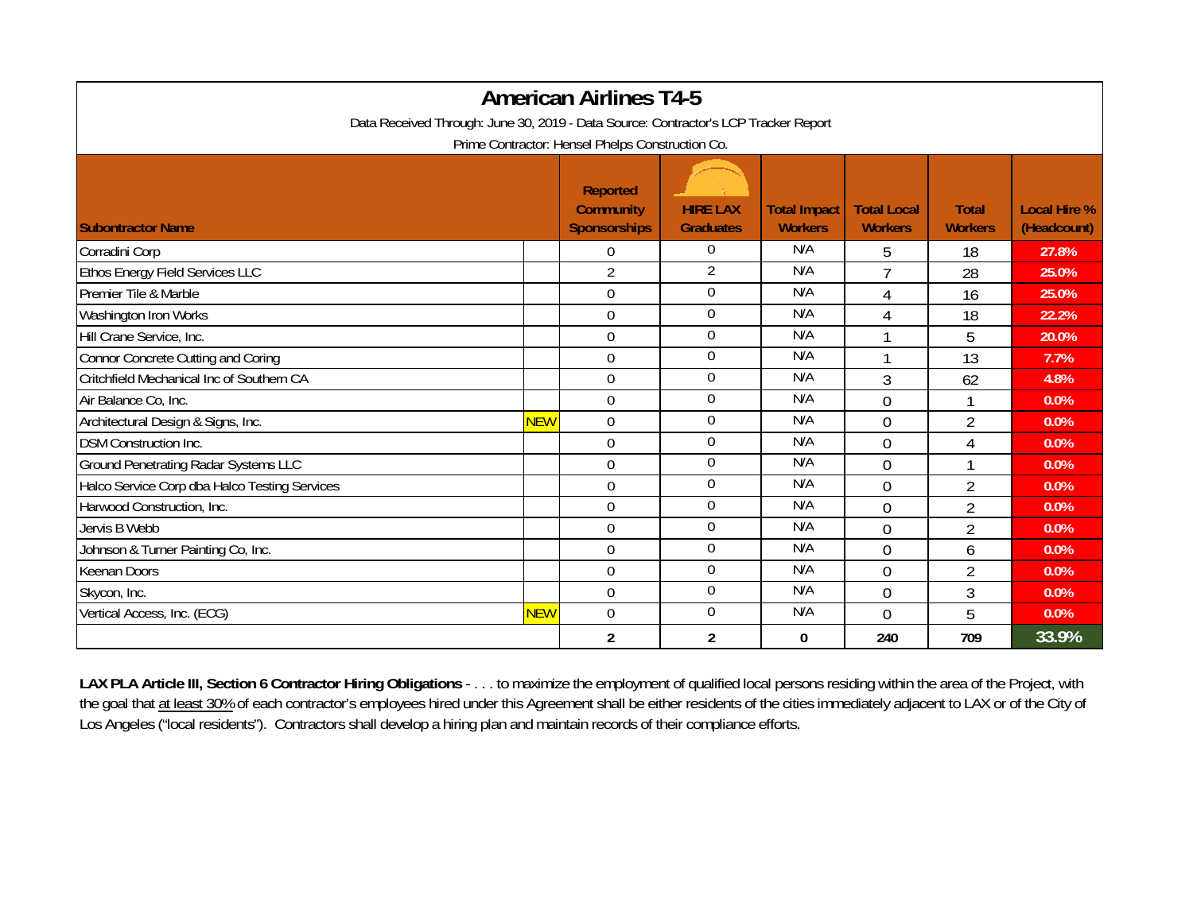# American Airlines T4-5

Data Received Through: June 30, 2019 - Data Source: Contractor's LCP Tracker Report

Prime Contractor: Hensel Phelps Construction Co.

| Subontractor Name | | Reported Community Sponsorships | HIRE LAX Graduates | Total Impact Workers | Total Local Workers | Total Workers | Local Hire % (Headcount) |
|---|---|---|---|---|---|---|---|
| Corradini Corp | | 0 | 0 | N/A | 5 | 18 | 27.8% |
| Ethos Energy Field Services LLC | | 2 | 2 | N/A | 7 | 28 | 25.0% |
| Premier Tile & Marble | | 0 | 0 | N/A | 4 | 16 | 25.0% |
| Washington Iron Works | | 0 | 0 | N/A | 4 | 18 | 22.2% |
| Hill Crane Service, Inc. | | 0 | 0 | N/A | 1 | 5 | 20.0% |
| Connor Concrete Cutting and Coring | | 0 | 0 | N/A | 1 | 13 | 7.7% |
| Critchfield Mechanical Inc of Southern CA | | 0 | 0 | N/A | 3 | 62 | 4.8% |
| Air Balance Co, Inc. | | 0 | 0 | N/A | 0 | 1 | 0.0% |
| Architectural Design & Signs, Inc. | NEW | 0 | 0 | N/A | 0 | 2 | 0.0% |
| DSM Construction Inc. | | 0 | 0 | N/A | 0 | 4 | 0.0% |
| Ground Penetrating Radar Systems LLC | | 0 | 0 | N/A | 0 | 1 | 0.0% |
| Halco Service Corp dba Halco Testing Services | | 0 | 0 | N/A | 0 | 2 | 0.0% |
| Harwood Construction, Inc. | | 0 | 0 | N/A | 0 | 2 | 0.0% |
| Jervis B Webb | | 0 | 0 | N/A | 0 | 2 | 0.0% |
| Johnson & Turner Painting Co, Inc. | | 0 | 0 | N/A | 0 | 6 | 0.0% |
| Keenan Doors | | 0 | 0 | N/A | 0 | 2 | 0.0% |
| Skycon, Inc. | | 0 | 0 | N/A | 0 | 3 | 0.0% |
| Vertical Access, Inc. (ECG) | NEW | 0 | 0 | N/A | 0 | 5 | 0.0% |
| | | **2** | **2** | **0** | **240** | **709** | **33.9%** |

**LAX PLA Article III, Section 6 Contractor Hiring Obligations** - . . . to maximize the employment of qualified local persons residing within the area of the Project, with the goal that at least 30% of each contractor's employees hired under this Agreement shall be either residents of the cities immediately adjacent to LAX or of the City of Los Angeles ("local residents"). Contractors shall develop a hiring plan and maintain records of their compliance efforts.